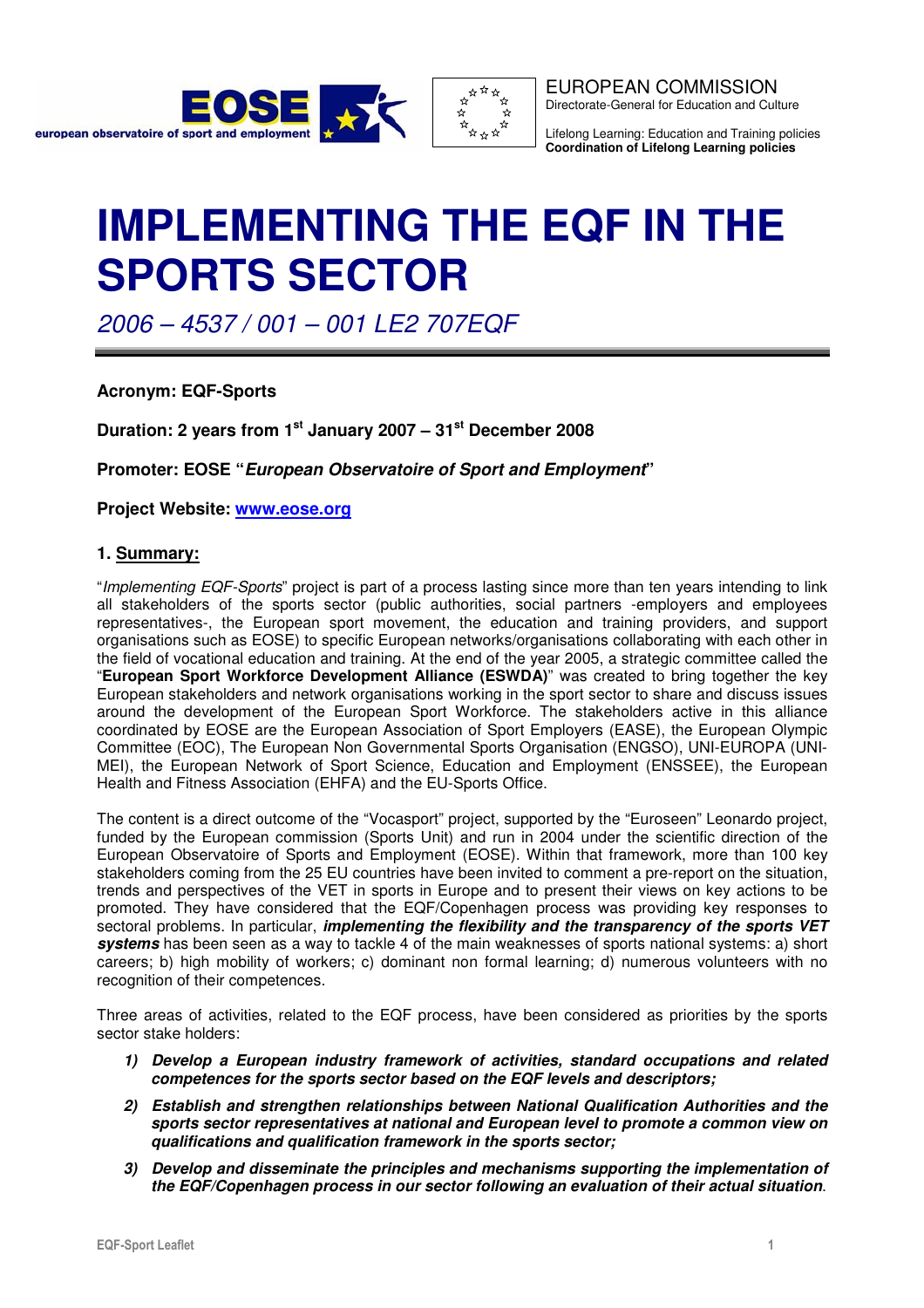EOSE
european observatoire of sport and employment

EUROPEAN COMMISSION
Directorate-General for Education and Culture

Lifelong Learning: Education and Training policies
**Coordination of Lifelong Learning policies**

# IMPLEMENTING THE EQF IN THE SPORTS SECTOR

*2006 – 4537 / 001 – 001 LE2 707EQF*

---

**Acronym: EQF-Sports**

**Duration: 2 years from 1st January 2007 – 31st December 2008**

**Promoter: EOSE "*European Observatoire of Sport and Employment*"**

**Project Website: [www.eose.org](http://www.eose.org)**

## 1. Summary:

"*Implementing EQF-Sports*" project is part of a process lasting since more than ten years intending to link all stakeholders of the sports sector (public authorities, social partners -employers and employees representatives-, the European sport movement, the education and training providers, and support organisations such as EOSE) to specific European networks/organisations collaborating with each other in the field of vocational education and training. At the end of the year 2005, a strategic committee called the "**European Sport Workforce Development Alliance (ESWDA)**" was created to bring together the key European stakeholders and network organisations working in the sport sector to share and discuss issues around the development of the European Sport Workforce. The stakeholders active in this alliance coordinated by EOSE are the European Association of Sport Employers (EASE), the European Olympic Committee (EOC), The European Non Governmental Sports Organisation (ENGSO), UNI-EUROPA (UNI-MEI), the European Network of Sport Science, Education and Employment (ENSSEE), the European Health and Fitness Association (EHFA) and the EU-Sports Office.

The content is a direct outcome of the "Vocasport" project, supported by the "Euroseen" Leonardo project, funded by the European commission (Sports Unit) and run in 2004 under the scientific direction of the European Observatoire of Sports and Employment (EOSE). Within that framework, more than 100 key stakeholders coming from the 25 EU countries have been invited to comment a pre-report on the situation, trends and perspectives of the VET in sports in Europe and to present their views on key actions to be promoted. They have considered that the EQF/Copenhagen process was providing key responses to sectoral problems. In particular, ***implementing the flexibility and the transparency of the sports VET systems*** has been seen as a way to tackle 4 of the main weaknesses of sports national systems: a) short careers; b) high mobility of workers; c) dominant non formal learning; d) numerous volunteers with no recognition of their competences.

Three areas of activities, related to the EQF process, have been considered as priorities by the sports sector stake holders:

1) ***Develop a European industry framework of activities, standard occupations and related competences for the sports sector based on the EQF levels and descriptors;***
2) ***Establish and strengthen relationships between National Qualification Authorities and the sports sector representatives at national and European level to promote a common view on qualifications and qualification framework in the sports sector;***
3) ***Develop and disseminate the principles and mechanisms supporting the implementation of the EQF/Copenhagen process in our sector following an evaluation of their actual situation***.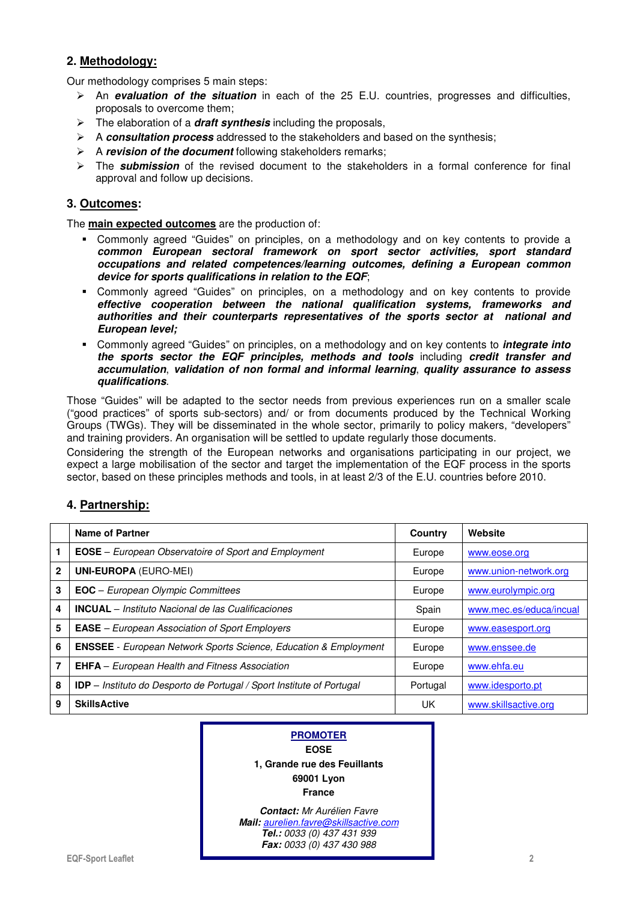## 2. Methodology:

Our methodology comprises 5 main steps:

- An ***evaluation of the situation*** in each of the 25 E.U. countries, progresses and difficulties, proposals to overcome them;
- The elaboration of a ***draft synthesis*** including the proposals,
- A ***consultation process*** addressed to the stakeholders and based on the synthesis;
- A ***revision of the document*** following stakeholders remarks;
- The ***submission*** of the revised document to the stakeholders in a formal conference for final approval and follow up decisions.

## 3. Outcomes:

The **main expected outcomes** are the production of:

- Commonly agreed "Guides" on principles, on a methodology and on key contents to provide a ***common European sectoral framework on sport sector activities, sport standard occupations and related competences/learning outcomes, defining a European common device for sports qualifications in relation to the EQF***;
- Commonly agreed "Guides" on principles, on a methodology and on key contents to provide ***effective cooperation between the national qualification systems, frameworks and authorities and their counterparts representatives of the sports sector at national and European level;***
- Commonly agreed "Guides" on principles, on a methodology and on key contents to ***integrate into the sports sector the EQF principles, methods and tools*** including ***credit transfer and accumulation***, ***validation of non formal and informal learning***, ***quality assurance to assess qualifications***.

Those "Guides" will be adapted to the sector needs from previous experiences run on a smaller scale ("good practices" of sports sub-sectors) and/ or from documents produced by the Technical Working Groups (TWGs). They will be disseminated in the whole sector, primarily to policy makers, "developers" and training providers. An organisation will be settled to update regularly those documents.

Considering the strength of the European networks and organisations participating in our project, we expect a large mobilisation of the sector and target the implementation of the EQF process in the sports sector, based on these principles methods and tools, in at least 2/3 of the E.U. countries before 2010.

## 4. Partnership:

| | Name of Partner | Country | Website |
|---|---|---|---|
| 1 | **EOSE** – *European Observatoire of Sport and Employment* | Europe | www.eose.org |
| 2 | **UNI-EUROPA** (EURO-MEI) | Europe | www.union-network.org |
| 3 | **EOC** – *European Olympic Committees* | Europe | www.eurolympic.org |
| 4 | **INCUAL** – *Instituto Nacional de las Cualificaciones* | Spain | www.mec.es/educa/incual |
| 5 | **EASE** – *European Association of Sport Employers* | Europe | www.easesport.org |
| 6 | **ENSSEE** - *European Network Sports Science, Education & Employment* | Europe | www.enssee.de |
| 7 | **EHFA** – *European Health and Fitness Association* | Europe | www.ehfa.eu |
| 8 | **IDP** – *Instituto do Desporto de Portugal / Sport Institute of Portugal* | Portugal | www.idesporto.pt |
| 9 | **SkillsActive** | UK | www.skillsactive.org |

**PROMOTER**

**EOSE**
**1, Grande rue des Feuillants**
**69001 Lyon**
**France**

***Contact:*** *Mr Aurélien Favre*
***Mail:*** *aurelien.favre@skillsactive.com*
***Tel.:*** *0033 (0) 437 431 939*
***Fax:*** *0033 (0) 437 430 988*